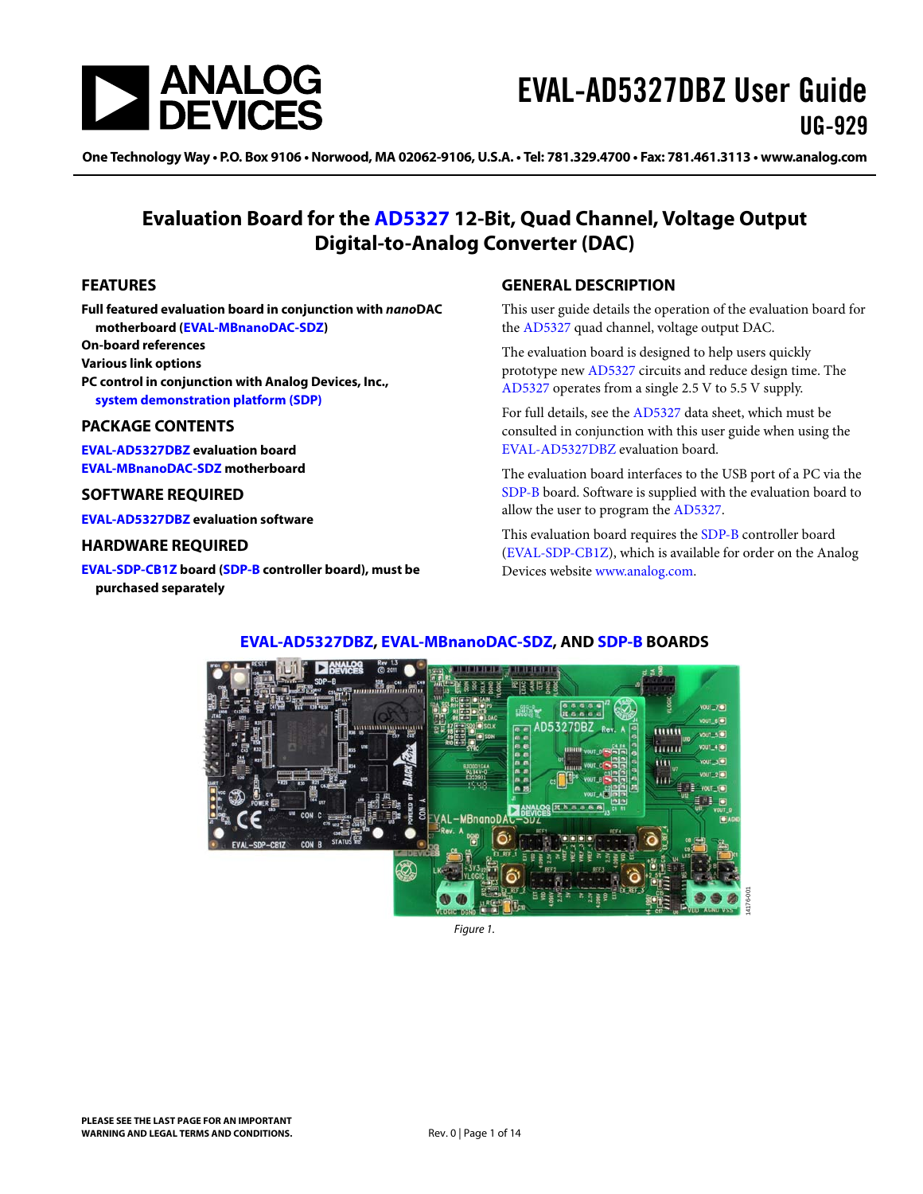# EVAL-AD5327DBZ User Guide

## UG-929

One Technology Way • P.O. Box 9106 • Norwood, MA 02062-9106, U.S.A. • Tel: 781.329.4700 • Fax: 781.461.3113 • www.analog.com

## Evaluation Board for the AD5327 12-Bit, Quad Channel, Voltage Output Digital-to-Analog Converter (DAC)

### FEATURES

**Full featured evaluation board in conjunction with *nano*DAC motherboard (EVAL-MBnanoDAC-SDZ)**
**On-board references**
**Various link options**
**PC control in conjunction with Analog Devices, Inc., system demonstration platform (SDP)**

### PACKAGE CONTENTS

**EVAL-AD5327DBZ evaluation board**
**EVAL-MBnanoDAC-SDZ motherboard**

### SOFTWARE REQUIRED

**EVAL-AD5327DBZ evaluation software**

### HARDWARE REQUIRED

**EVAL-SDP-CB1Z board (SDP-B controller board), must be purchased separately**

### GENERAL DESCRIPTION

This user guide details the operation of the evaluation board for the AD5327 quad channel, voltage output DAC.

The evaluation board is designed to help users quickly prototype new AD5327 circuits and reduce design time. The AD5327 operates from a single 2.5 V to 5.5 V supply.

For full details, see the AD5327 data sheet, which must be consulted in conjunction with this user guide when using the EVAL-AD5327DBZ evaluation board.

The evaluation board interfaces to the USB port of a PC via the SDP-B board. Software is supplied with the evaluation board to allow the user to program the AD5327.

This evaluation board requires the SDP-B controller board (EVAL-SDP-CB1Z), which is available for order on the Analog Devices website www.analog.com.

### EVAL-AD5327DBZ, EVAL-MBnanoDAC-SDZ, AND SDP-B BOARDS

*Figure 1.*

PLEASE SEE THE LAST PAGE FOR AN IMPORTANT WARNING AND LEGAL TERMS AND CONDITIONS.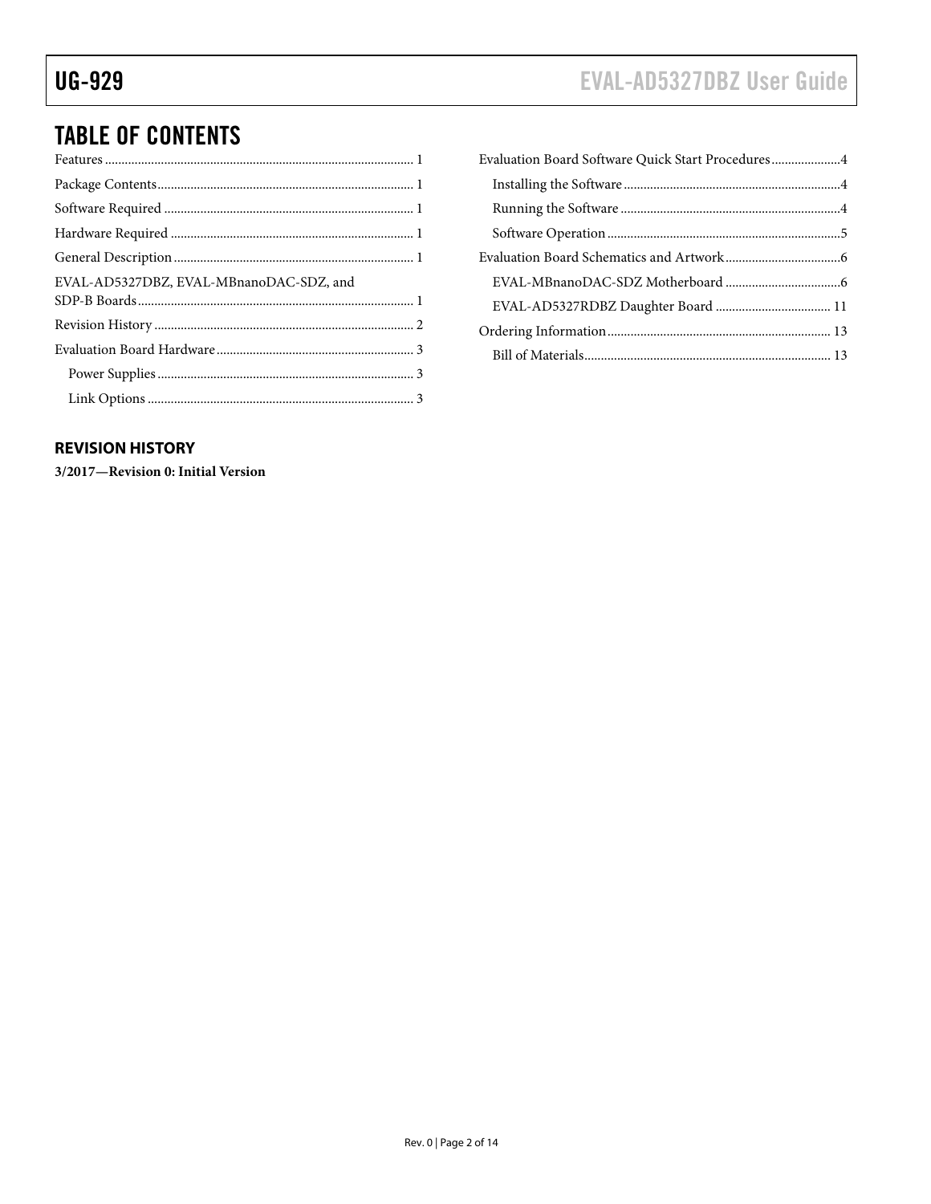## TABLE OF CONTENTS

Features .......................................................................................... 1
Package Contents............................................................................ 1
Software Required .......................................................................... 1
Hardware Required ......................................................................... 1
General Description ........................................................................ 1
EVAL-AD5327DBZ, EVAL-MBnanoDAC-SDZ, and SDP-B Boards .................................................................................. 1
Revision History .............................................................................. 2
Evaluation Board Hardware ........................................................... 3
    Power Supplies ............................................................................. 3
    Link Options ................................................................................ 3
Evaluation Board Software Quick Start Procedures .....................4
    Installing the Software .................................................................4
    Running the Software ..................................................................4
    Software Operation ......................................................................5
Evaluation Board Schematics and Artwork ..................................6
    EVAL-MBnanoDAC-SDZ Motherboard ..................................6
    EVAL-AD5327RDBZ Daughter Board .................................. 11
Ordering Information ................................................................... 13
    Bill of Materials.......................................................................... 13

### REVISION HISTORY

**3/2017—Revision 0: Initial Version**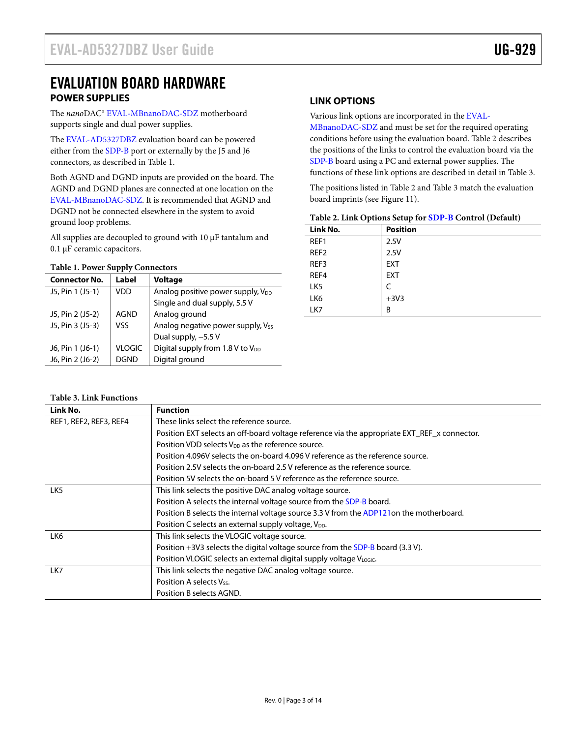# EVALUATION BOARD HARDWARE

## POWER SUPPLIES

The *nano*DAC® EVAL-MBnanoDAC-SDZ motherboard supports single and dual power supplies.

The EVAL-AD5327DBZ evaluation board can be powered either from the SDP-B port or externally by the J5 and J6 connectors, as described in Table 1.

Both AGND and DGND inputs are provided on the board. The AGND and DGND planes are connected at one location on the EVAL-MBnanoDAC-SDZ. It is recommended that AGND and DGND not be connected elsewhere in the system to avoid ground loop problems.

All supplies are decoupled to ground with 10 µF tantalum and 0.1 µF ceramic capacitors.

**Table 1. Power Supply Connectors**

| Connector No. | Label | Voltage |
|---|---|---|
| J5, Pin 1 (J5-1) | VDD | Analog positive power supply, $V_{DD}$ |
| | | Single and dual supply, 5.5 V |
| J5, Pin 2 (J5-2) | AGND | Analog ground |
| J5, Pin 3 (J5-3) | VSS | Analog negative power supply, $V_{SS}$ |
| | | Dual supply, −5.5 V |
| J6, Pin 1 (J6-1) | VLOGIC | Digital supply from 1.8 V to $V_{DD}$ |
| J6, Pin 2 (J6-2) | DGND | Digital ground |

## LINK OPTIONS

Various link options are incorporated in the EVAL-MBnanoDAC-SDZ and must be set for the required operating conditions before using the evaluation board. Table 2 describes the positions of the links to control the evaluation board via the SDP-B board using a PC and external power supplies. The functions of these link options are described in detail in Table 3.

The positions listed in Table 2 and Table 3 match the evaluation board imprints (see Figure 11).

**Table 2. Link Options Setup for SDP-B Control (Default)**

| Link No. | Position |
|---|---|
| REF1 | 2.5V |
| REF2 | 2.5V |
| REF3 | EXT |
| REF4 | EXT |
| LK5 | C |
| LK6 | +3V3 |
| LK7 | B |

**Table 3. Link Functions**

| Link No. | Function |
|---|---|
| REF1, REF2, REF3, REF4 | These links select the reference source. |
| | Position EXT selects an off-board voltage reference via the appropriate EXT_REF_x connector. |
| | Position VDD selects $V_{DD}$ as the reference source. |
| | Position 4.096V selects the on-board 4.096 V reference as the reference source. |
| | Position 2.5V selects the on-board 2.5 V reference as the reference source. |
| | Position 5V selects the on-board 5 V reference as the reference source. |
| LK5 | This link selects the positive DAC analog voltage source. |
| | Position A selects the internal voltage source from the SDP-B board. |
| | Position B selects the internal voltage source 3.3 V from the ADP121on the motherboard. |
| | Position C selects an external supply voltage, $V_{DD}$. |
| LK6 | This link selects the VLOGIC voltage source. |
| | Position +3V3 selects the digital voltage source from the SDP-B board (3.3 V). |
| | Position VLOGIC selects an external digital supply voltage $V_{LOGIC}$. |
| LK7 | This link selects the negative DAC analog voltage source. |
| | Position A selects $V_{SS}$. |
| | Position B selects AGND. |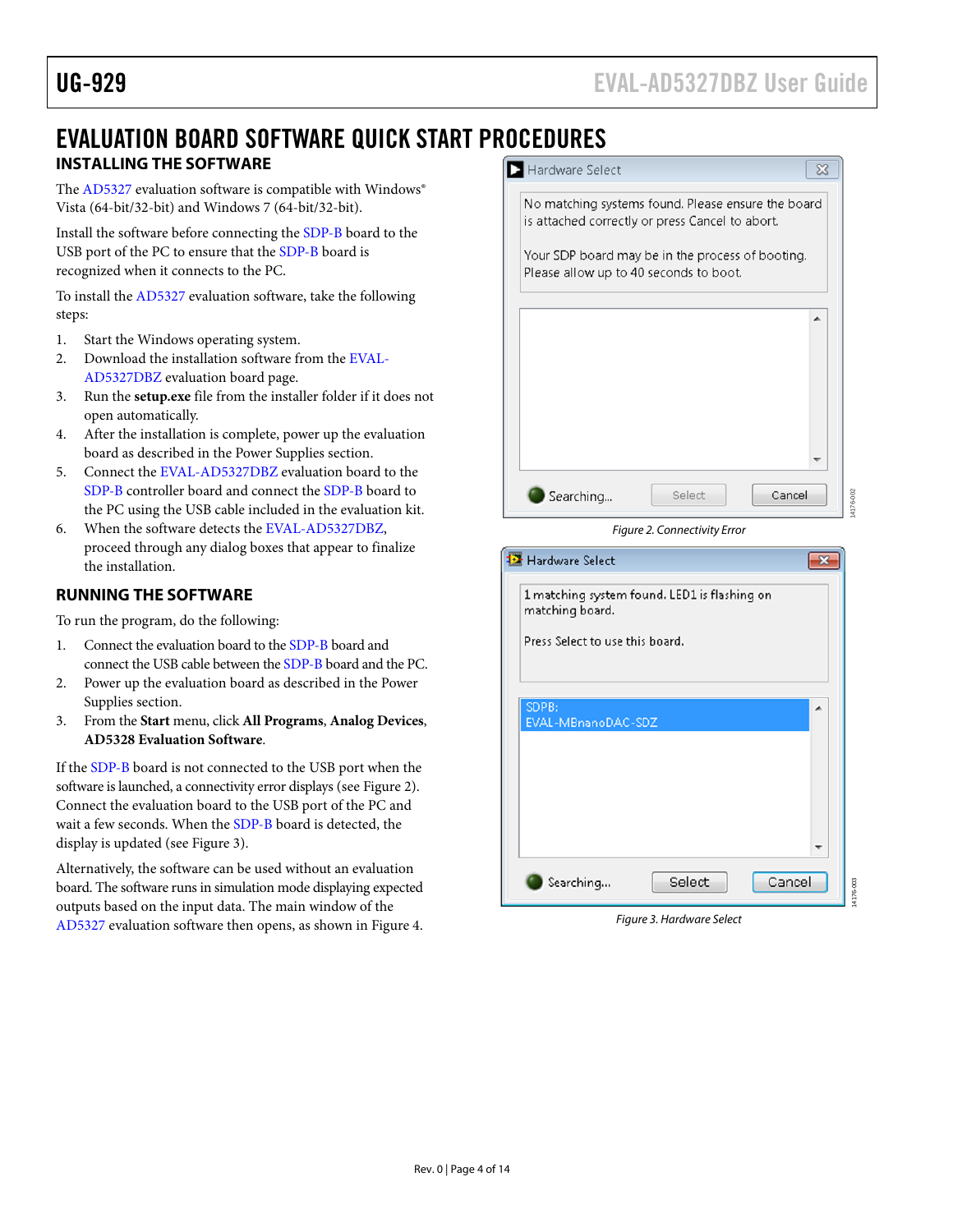# EVALUATION BOARD SOFTWARE QUICK START PROCEDURES

## INSTALLING THE SOFTWARE

The AD5327 evaluation software is compatible with Windows® Vista (64-bit/32-bit) and Windows 7 (64-bit/32-bit).

Install the software before connecting the SDP-B board to the USB port of the PC to ensure that the SDP-B board is recognized when it connects to the PC.

To install the AD5327 evaluation software, take the following steps:

1. Start the Windows operating system.
2. Download the installation software from the EVAL-AD5327DBZ evaluation board page.
3. Run the **setup.exe** file from the installer folder if it does not open automatically.
4. After the installation is complete, power up the evaluation board as described in the Power Supplies section.
5. Connect the EVAL-AD5327DBZ evaluation board to the SDP-B controller board and connect the SDP-B board to the PC using the USB cable included in the evaluation kit.
6. When the software detects the EVAL-AD5327DBZ, proceed through any dialog boxes that appear to finalize the installation.

## RUNNING THE SOFTWARE

To run the program, do the following:

1. Connect the evaluation board to the SDP-B board and connect the USB cable between the SDP-B board and the PC.
2. Power up the evaluation board as described in the Power Supplies section.
3. From the **Start** menu, click **All Programs**, **Analog Devices**, **AD5328 Evaluation Software**.

If the SDP-B board is not connected to the USB port when the software is launched, a connectivity error displays (see Figure 2). Connect the evaluation board to the USB port of the PC and wait a few seconds. When the SDP-B board is detected, the display is updated (see Figure 3).

Alternatively, the software can be used without an evaluation board. The software runs in simulation mode displaying expected outputs based on the input data. The main window of the AD5327 evaluation software then opens, as shown in Figure 4.

Hardware Select

No matching systems found. Please ensure the board is attached correctly or press Cancel to abort.

Your SDP board may be in the process of booting. Please allow up to 40 seconds to boot.

Searching... Select Cancel

*Figure 2. Connectivity Error*

Hardware Select

1 matching system found. LED1 is flashing on matching board.

Press Select to use this board.

SDPB:
EVAL-MBnanoDAC-SDZ

Searching... Select Cancel

*Figure 3. Hardware Select*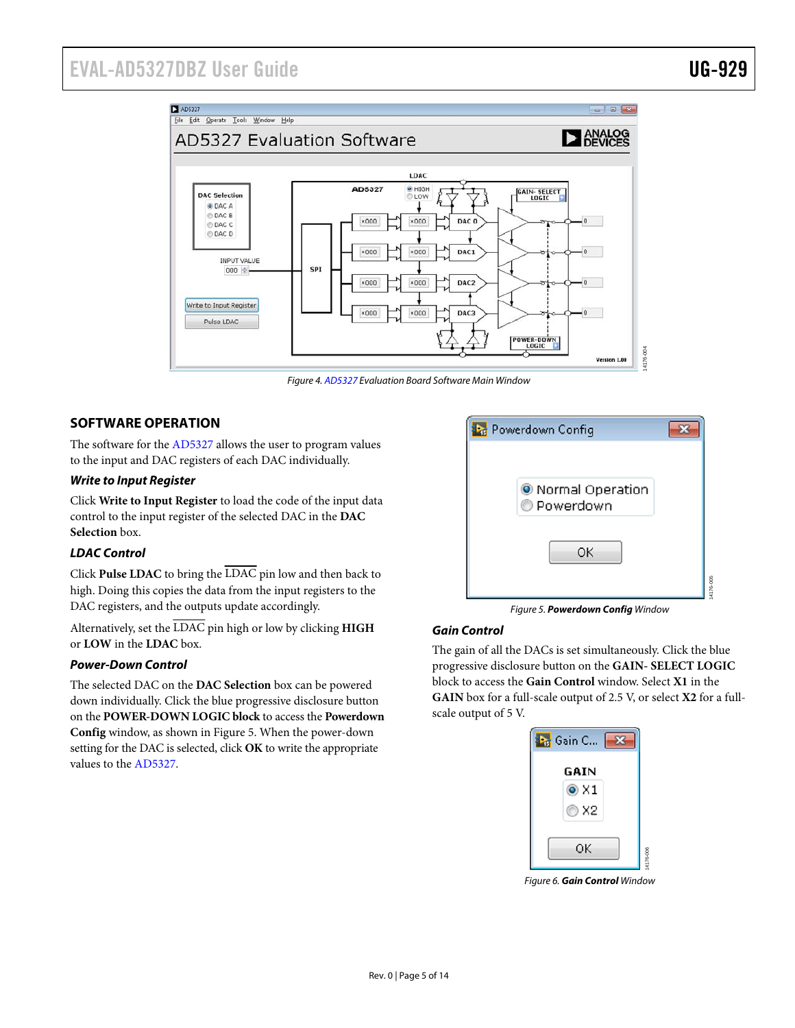Figure 4. AD5327 Evaluation Board Software Main Window

## SOFTWARE OPERATION

The software for the AD5327 allows the user to program values to the input and DAC registers of each DAC individually.

### *Write to Input Register*

Click **Write to Input Register** to load the code of the input data control to the input register of the selected DAC in the **DAC Selection** box.

### *LDAC Control*

Click **Pulse LDAC** to bring the $\overline{\text{LDAC}}$ pin low and then back to high. Doing this copies the data from the input registers to the DAC registers, and the outputs update accordingly.

Alternatively, set the $\overline{\text{LDAC}}$ pin high or low by clicking **HIGH** or **LOW** in the **LDAC** box.

### *Power-Down Control*

The selected DAC on the **DAC Selection** box can be powered down individually. Click the blue progressive disclosure button on the **POWER-DOWN LOGIC block** to access the **Powerdown Config** window, as shown in Figure 5. When the power-down setting for the DAC is selected, click **OK** to write the appropriate values to the AD5327.

Figure 5. **Powerdown Config** Window

### *Gain Control*

The gain of all the DACs is set simultaneously. Click the blue progressive disclosure button on the **GAIN- SELECT LOGIC** block to access the **Gain Control** window. Select **X1** in the **GAIN** box for a full-scale output of 2.5 V, or select **X2** for a full-scale output of 5 V.

Figure 6. **Gain Control** Window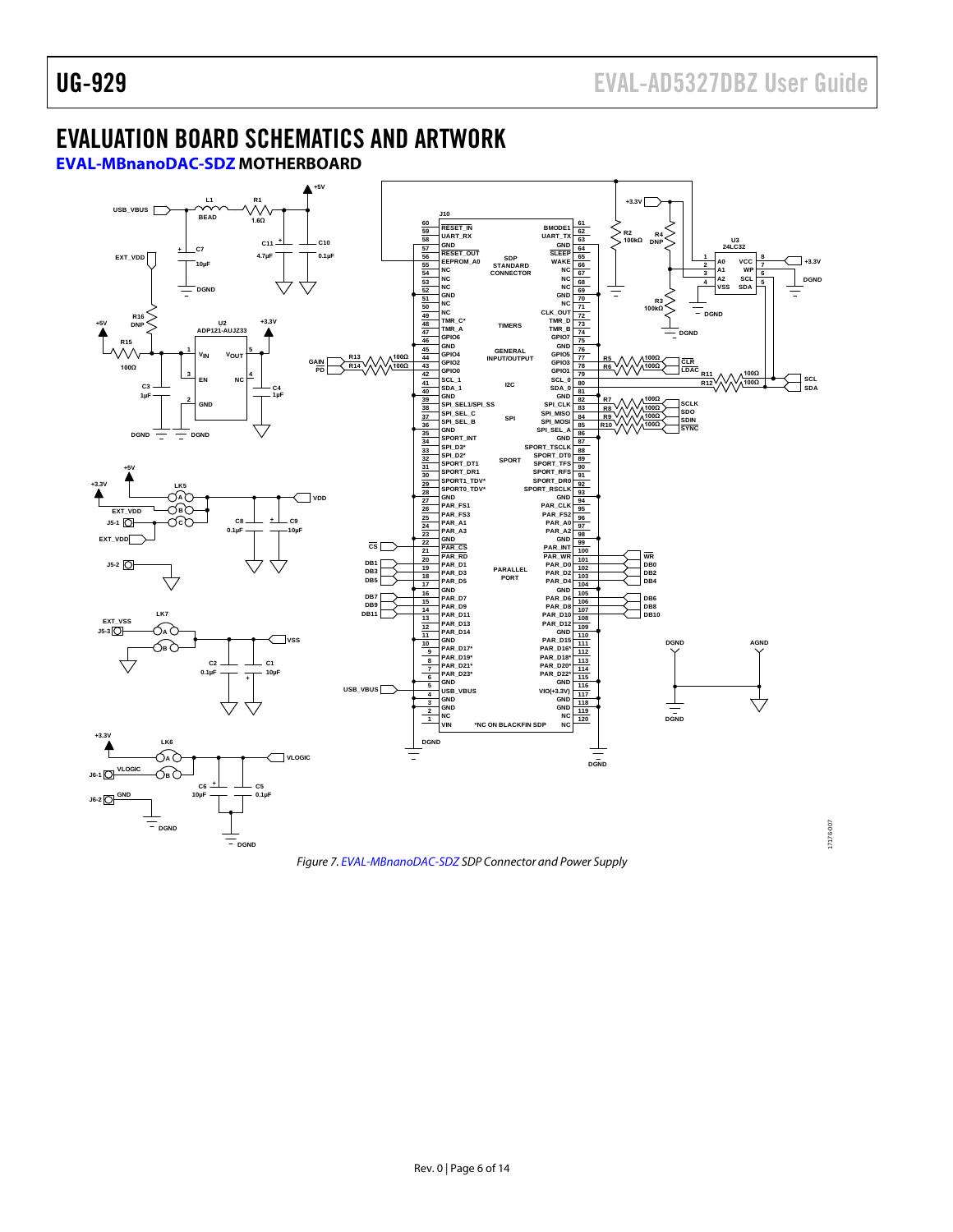# EVALUATION BOARD SCHEMATICS AND ARTWORK

## EVAL-MBnanoDAC-SDZ MOTHERBOARD

*Figure 7. EVAL-MBnanoDAC-SDZ SDP Connector and Power Supply*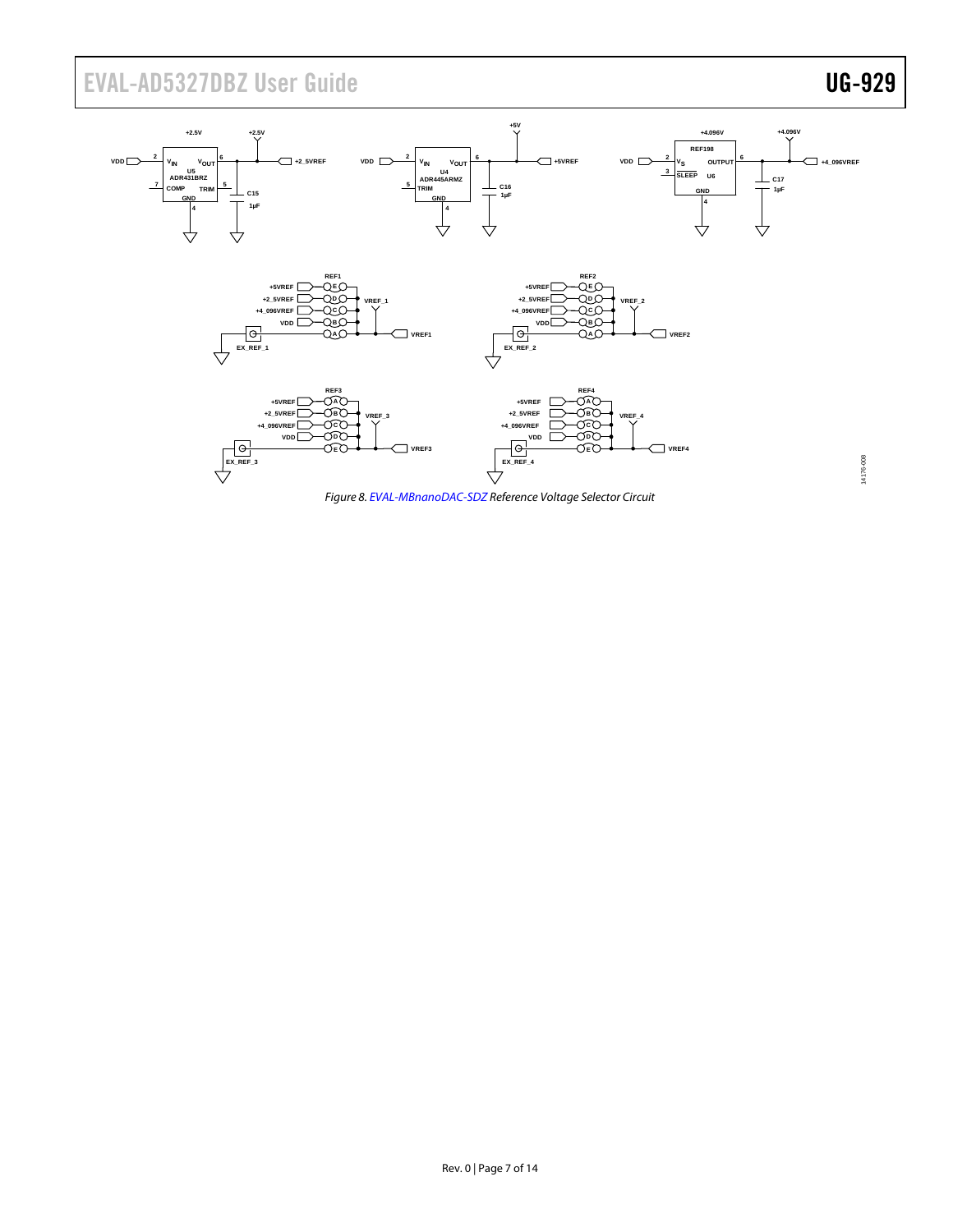Figure 8. EVAL-MBnanoDAC-SDZ Reference Voltage Selector Circuit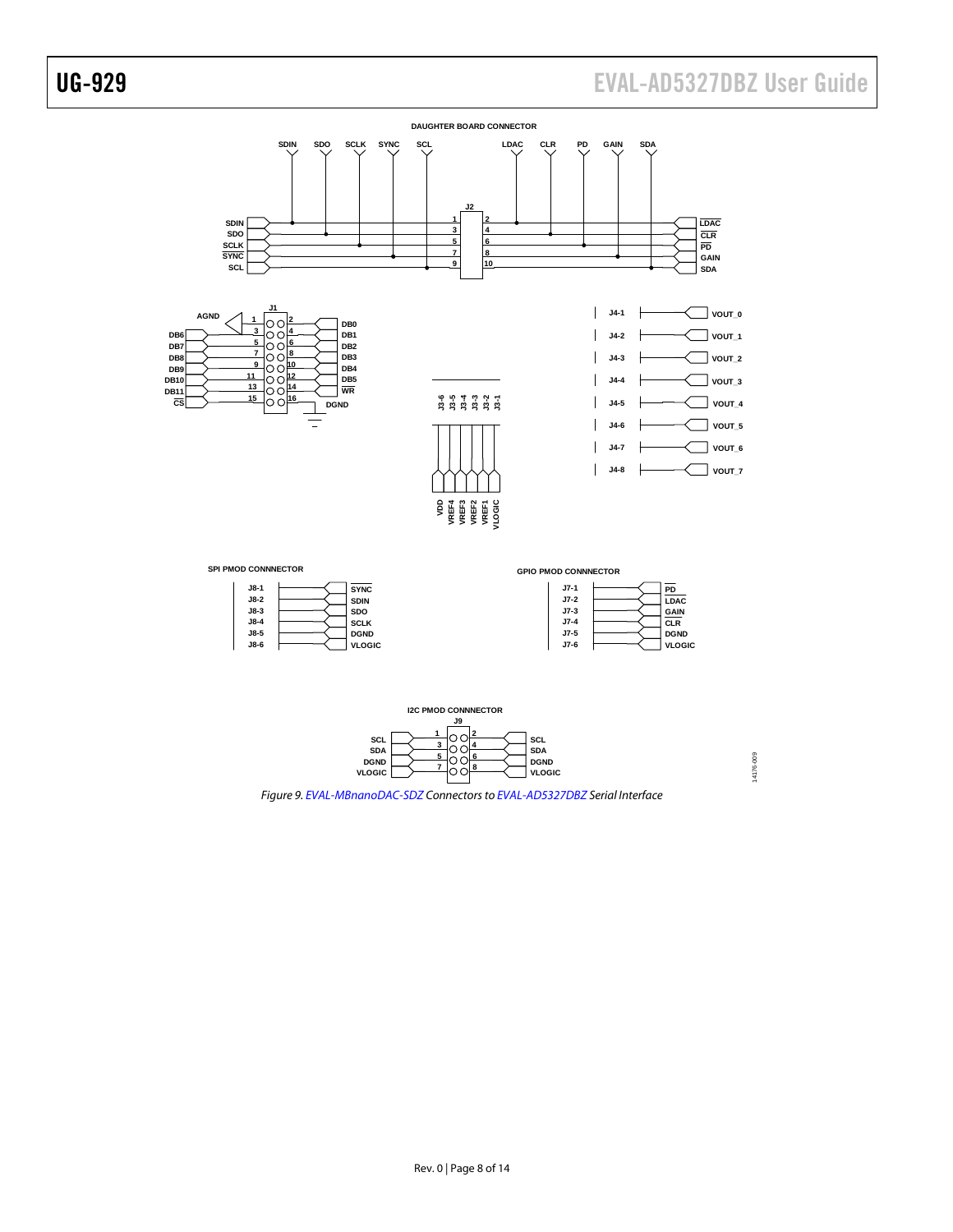DAUGHTER BOARD CONNECTOR

SDIN SDO SCLK SYNC SCL LDAC CLR PD GAIN SDA

J2

SDIN 1 2 LDAC
SDO 3 4 CLR
SCLK 5 6 PD
SYNC 7 8 GAIN
SCL 9 10 SDA

J1

AGND 1 2 DB0
DB6 3 4 DB1
DB7 5 6 DB2
DB8 7 8 DB3
DB9 9 10 DB4
DB10 11 12 DB5
DB11 13 14 WR
CS 15 16 DGND

J3-6 J3-5 J3-4 J3-3 J3-2 J3-1

VDD VREF4 VREF3 VREF2 VREF1 VLOGIC

J4-1 VOUT_0
J4-2 VOUT_1
J4-3 VOUT_2
J4-4 VOUT_3
J4-5 VOUT_4
J4-6 VOUT_5
J4-7 VOUT_6
J4-8 VOUT_7

SPI PMOD CONNNECTOR

J8-1 SYNC
J8-2 SDIN
J8-3 SDO
J8-4 SCLK
J8-5 DGND
J8-6 VLOGIC

GPIO PMOD CONNNECTOR

J7-1 PD
J7-2 LDAC
J7-3 GAIN
J7-4 CLR
J7-5 DGND
J7-6 VLOGIC

I2C PMOD CONNNECTOR

J9

SCL 1 2 SCL
SDA 3 4 SDA
DGND 5 6 DGND
VLOGIC 7 8 VLOGIC

14176-009

*Figure 9. EVAL-MBnanoDAC-SDZ Connectors to EVAL-AD5327DBZ Serial Interface*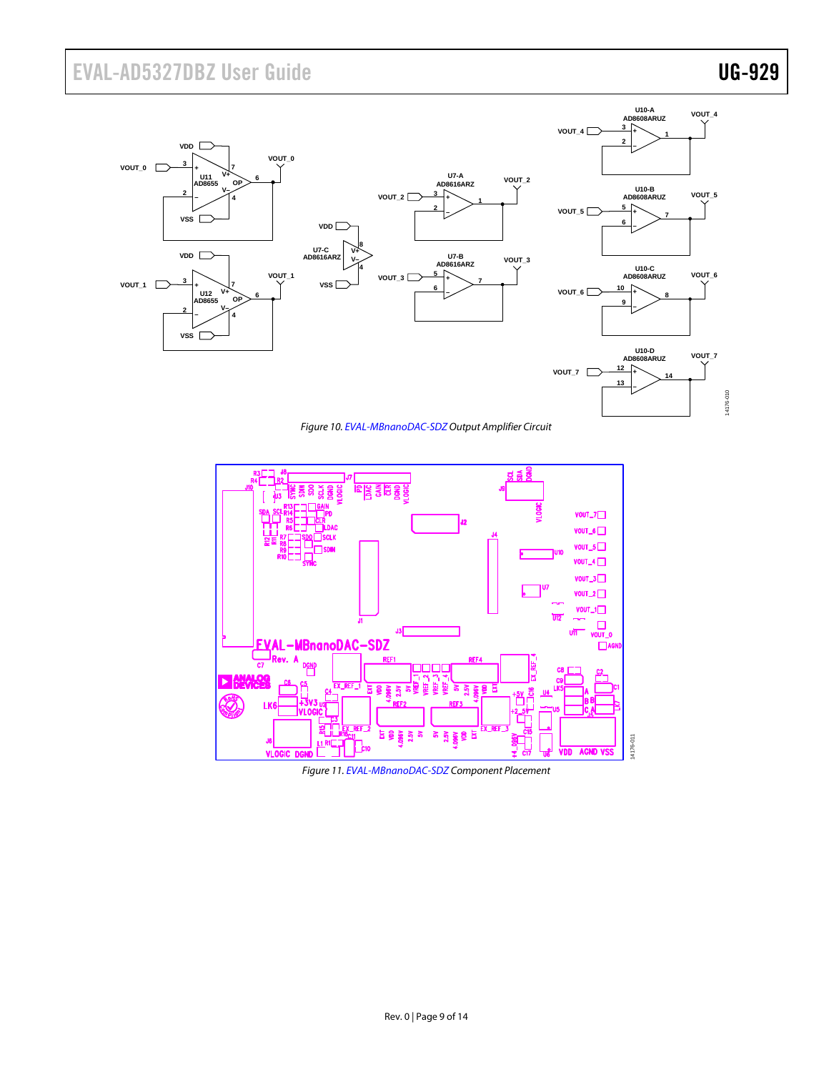Figure 10. EVAL-MBnanoDAC-SDZ Output Amplifier Circuit

Figure 11. EVAL-MBnanoDAC-SDZ Component Placement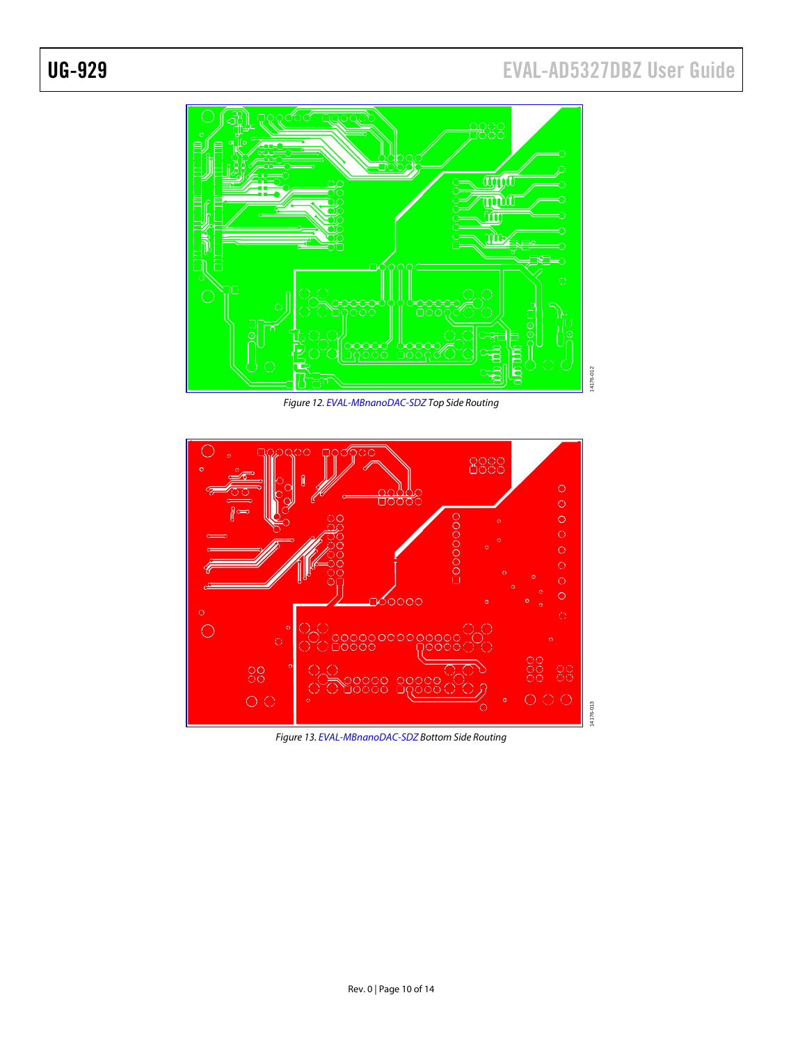Figure 12. EVAL-MBnanoDAC-SDZ Top Side Routing

Figure 13. EVAL-MBnanoDAC-SDZ Bottom Side Routing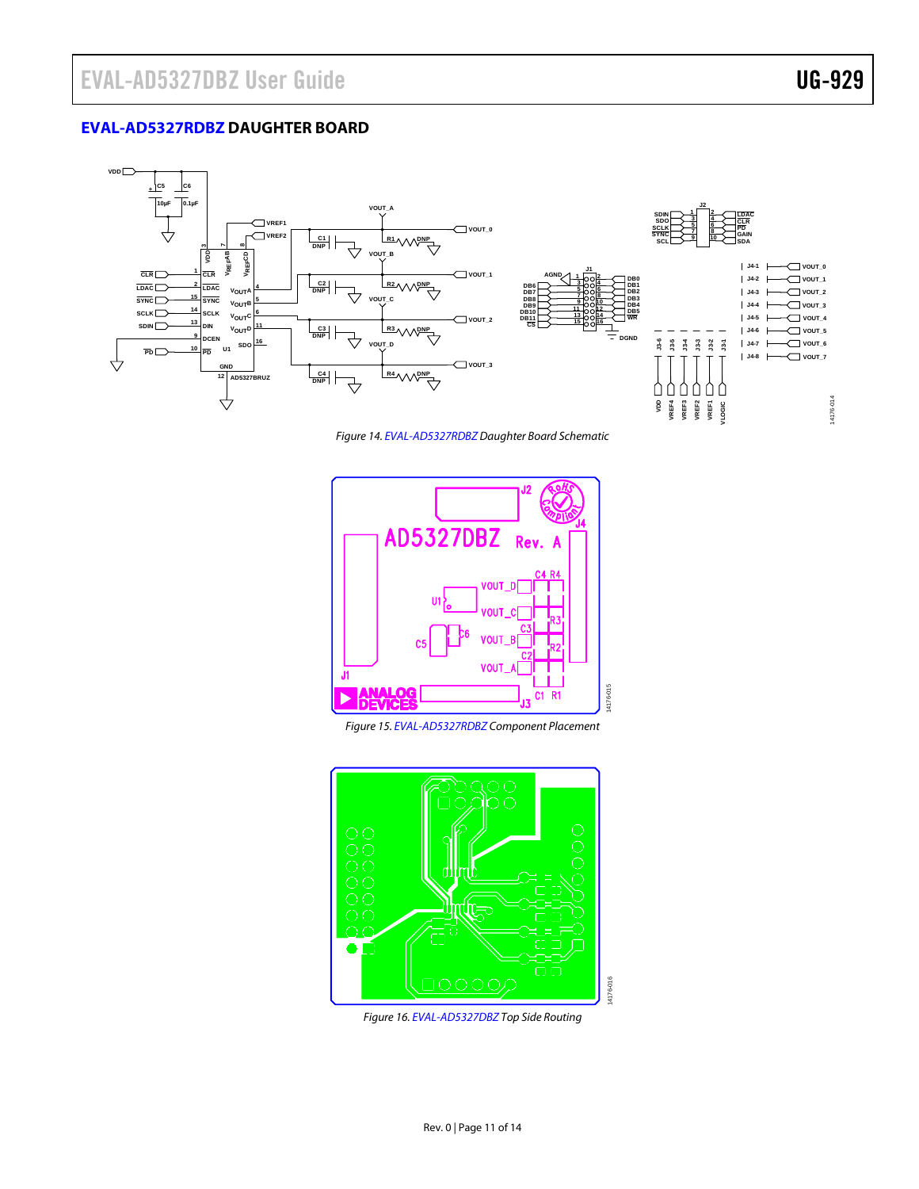## EVAL-AD5327RDBZ DAUGHTER BOARD

Figure 14. EVAL-AD5327RDBZ Daughter Board Schematic

Figure 15. EVAL-AD5327RDBZ Component Placement

Figure 16. EVAL-AD5327DBZ Top Side Routing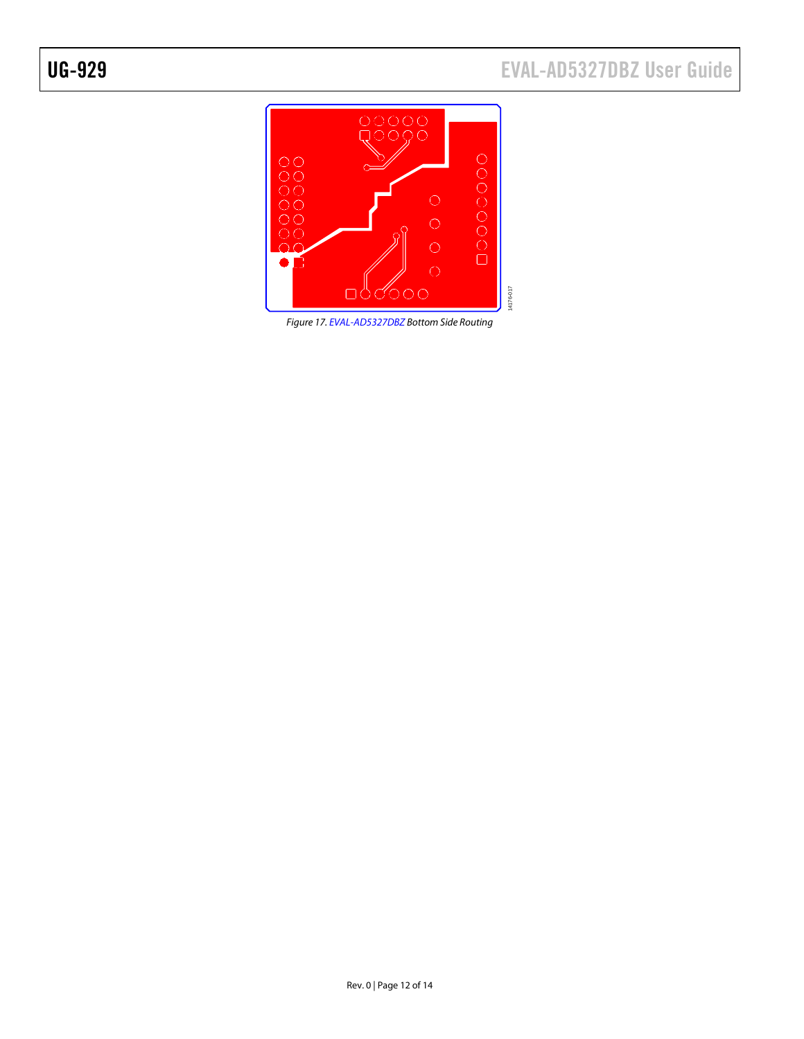Figure 17. EVAL-AD5327DBZ Bottom Side Routing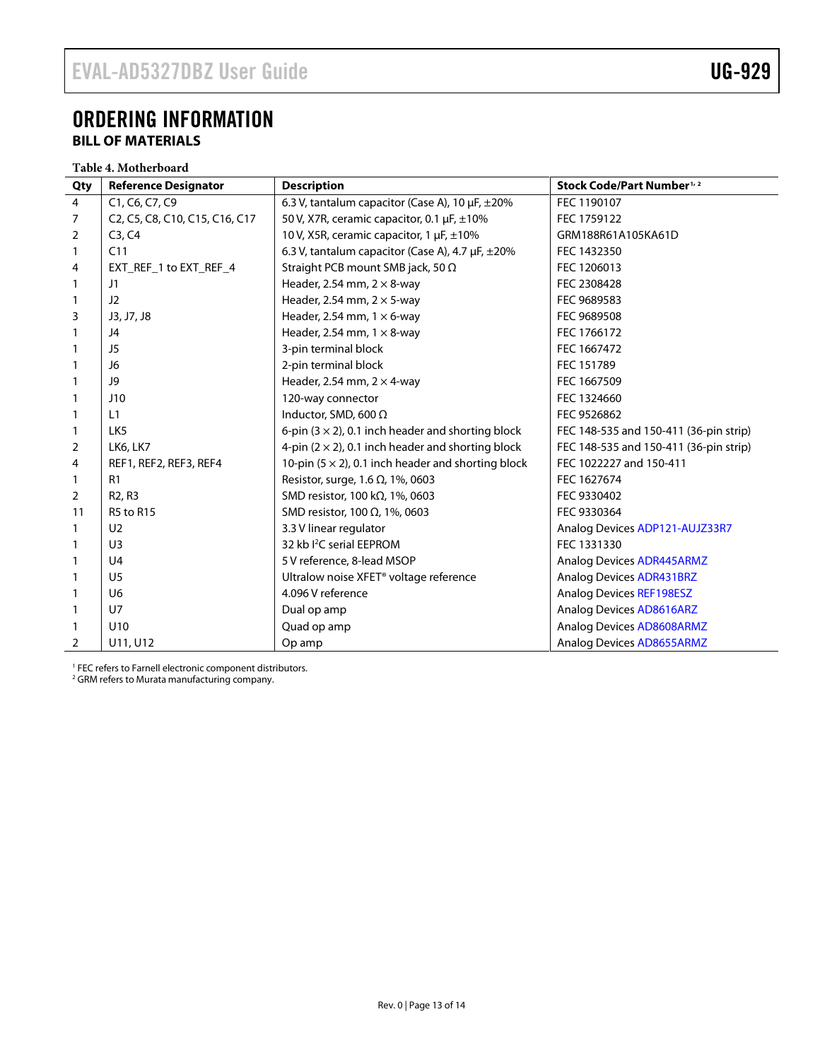# ORDERING INFORMATION

## BILL OF MATERIALS

**Table 4. Motherboard**

| Qty | Reference Designator | Description | Stock Code/Part Number[1, 2] |
|---|---|---|---|
| 4 | C1, C6, C7, C9 | 6.3 V, tantalum capacitor (Case A), 10 µF, ±20% | FEC 1190107 |
| 7 | C2, C5, C8, C10, C15, C16, C17 | 50 V, X7R, ceramic capacitor, 0.1 µF, ±10% | FEC 1759122 |
| 2 | C3, C4 | 10 V, X5R, ceramic capacitor, 1 µF, ±10% | GRM188R61A105KA61D |
| 1 | C11 | 6.3 V, tantalum capacitor (Case A), 4.7 µF, ±20% | FEC 1432350 |
| 4 | EXT_REF_1 to EXT_REF_4 | Straight PCB mount SMB jack, 50 Ω | FEC 1206013 |
| 1 | J1 | Header, 2.54 mm, 2 × 8-way | FEC 2308428 |
| 1 | J2 | Header, 2.54 mm, 2 × 5-way | FEC 9689583 |
| 3 | J3, J7, J8 | Header, 2.54 mm, 1 × 6-way | FEC 9689508 |
| 1 | J4 | Header, 2.54 mm, 1 × 8-way | FEC 1766172 |
| 1 | J5 | 3-pin terminal block | FEC 1667472 |
| 1 | J6 | 2-pin terminal block | FEC 151789 |
| 1 | J9 | Header, 2.54 mm, 2 × 4-way | FEC 1667509 |
| 1 | J10 | 120-way connector | FEC 1324660 |
| 1 | L1 | Inductor, SMD, 600 Ω | FEC 9526862 |
| 1 | LK5 | 6-pin (3 × 2), 0.1 inch header and shorting block | FEC 148-535 and 150-411 (36-pin strip) |
| 2 | LK6, LK7 | 4-pin (2 × 2), 0.1 inch header and shorting block | FEC 148-535 and 150-411 (36-pin strip) |
| 4 | REF1, REF2, REF3, REF4 | 10-pin (5 × 2), 0.1 inch header and shorting block | FEC 1022227 and 150-411 |
| 1 | R1 | Resistor, surge, 1.6 Ω, 1%, 0603 | FEC 1627674 |
| 2 | R2, R3 | SMD resistor, 100 kΩ, 1%, 0603 | FEC 9330402 |
| 11 | R5 to R15 | SMD resistor, 100 Ω, 1%, 0603 | FEC 9330364 |
| 1 | U2 | 3.3 V linear regulator | Analog Devices ADP121-AUJZ33R7 |
| 1 | U3 | 32 kb I²C serial EEPROM | FEC 1331330 |
| 1 | U4 | 5 V reference, 8-lead MSOP | Analog Devices ADR445ARMZ |
| 1 | U5 | Ultralow noise XFET® voltage reference | Analog Devices ADR431BRZ |
| 1 | U6 | 4.096 V reference | Analog Devices REF198ESZ |
| 1 | U7 | Dual op amp | Analog Devices AD8616ARZ |
| 1 | U10 | Quad op amp | Analog Devices AD8608ARMZ |
| 2 | U11, U12 | Op amp | Analog Devices AD8655ARMZ |

[1] FEC refers to Farnell electronic component distributors.
[2] GRM refers to Murata manufacturing company.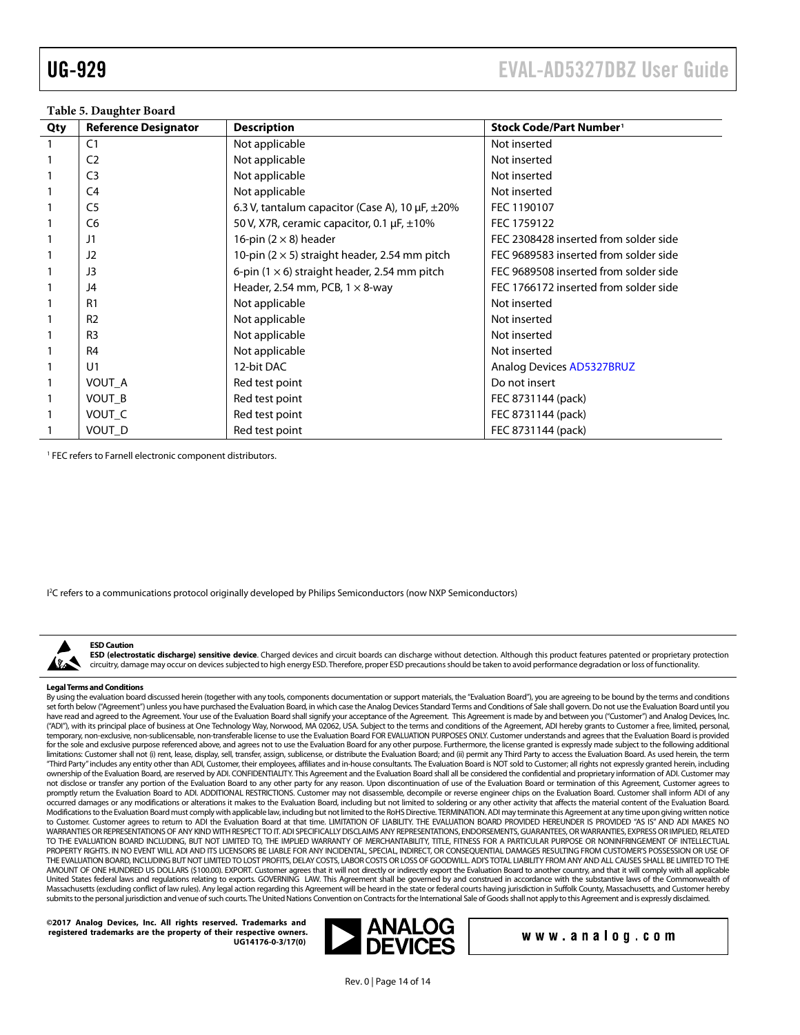Table 5. Daughter Board

| Qty | Reference Designator | Description | Stock Code/Part Number[1] |
|---|---|---|---|
| 1 | C1 | Not applicable | Not inserted |
| 1 | C2 | Not applicable | Not inserted |
| 1 | C3 | Not applicable | Not inserted |
| 1 | C4 | Not applicable | Not inserted |
| 1 | C5 | 6.3 V, tantalum capacitor (Case A), 10 μF, ±20% | FEC 1190107 |
| 1 | C6 | 50 V, X7R, ceramic capacitor, 0.1 μF, ±10% | FEC 1759122 |
| 1 | J1 | 16-pin (2 × 8) header | FEC 2308428 inserted from solder side |
| 1 | J2 | 10-pin (2 × 5) straight header, 2.54 mm pitch | FEC 9689583 inserted from solder side |
| 1 | J3 | 6-pin (1 × 6) straight header, 2.54 mm pitch | FEC 9689508 inserted from solder side |
| 1 | J4 | Header, 2.54 mm, PCB, 1 × 8-way | FEC 1766172 inserted from solder side |
| 1 | R1 | Not applicable | Not inserted |
| 1 | R2 | Not applicable | Not inserted |
| 1 | R3 | Not applicable | Not inserted |
| 1 | R4 | Not applicable | Not inserted |
| 1 | U1 | 12-bit DAC | Analog Devices AD5327BRUZ |
| 1 | VOUT_A | Red test point | Do not insert |
| 1 | VOUT_B | Red test point | FEC 8731144 (pack) |
| 1 | VOUT_C | Red test point | FEC 8731144 (pack) |
| 1 | VOUT_D | Red test point | FEC 8731144 (pack) |

[1] FEC refers to Farnell electronic component distributors.

I²C refers to a communications protocol originally developed by Philips Semiconductors (now NXP Semiconductors)

**ESD Caution**

**ESD (electrostatic discharge) sensitive device**. Charged devices and circuit boards can discharge without detection. Although this product features patented or proprietary protection circuitry, damage may occur on devices subjected to high energy ESD. Therefore, proper ESD precautions should be taken to avoid performance degradation or loss of functionality.

**Legal Terms and Conditions**

By using the evaluation board discussed herein (together with any tools, components documentation or support materials, the "Evaluation Board"), you are agreeing to be bound by the terms and conditions set forth below ("Agreement") unless you have purchased the Evaluation Board, in which case the Analog Devices Standard Terms and Conditions of Sale shall govern. Do not use the Evaluation Board until you have read and agreed to the Agreement. Your use of the Evaluation Board shall signify your acceptance of the Agreement. This Agreement is made by and between you ("Customer") and Analog Devices, Inc. ("ADI"), with its principal place of business at One Technology Way, Norwood, MA 02062, USA. Subject to the terms and conditions of the Agreement, ADI hereby grants to Customer a free, limited, personal, temporary, non-exclusive, non-sublicensable, non-transferable license to use the Evaluation Board FOR EVALUATION PURPOSES ONLY. Customer understands and agrees that the Evaluation Board is provided for the sole and exclusive purpose referenced above, and agrees not to use the Evaluation Board for any other purpose. Furthermore, the license granted is expressly made subject to the following additional limitations: Customer shall not (i) rent, lease, display, sell, transfer, assign, sublicense, or distribute the Evaluation Board; and (ii) permit any Third Party to access the Evaluation Board. As used herein, the term "Third Party" includes any entity other than ADI, Customer, their employees, affiliates and in-house consultants. The Evaluation Board is NOT sold to Customer; all rights not expressly granted herein, including ownership of the Evaluation Board, are reserved by ADI. CONFIDENTIALITY. This Agreement and the Evaluation Board shall all be considered the confidential and proprietary information of ADI. Customer may not disclose or transfer any portion of the Evaluation Board to any other party for any reason. Upon discontinuation of use of the Evaluation Board or termination of this Agreement, Customer agrees to promptly return the Evaluation Board to ADI. ADDITIONAL RESTRICTIONS. Customer may not disassemble, decompile or reverse engineer chips on the Evaluation Board. Customer shall inform ADI of any occurred damages or any modifications or alterations it makes to the Evaluation Board, including but not limited to soldering or any other activity that affects the material content of the Evaluation Board. Modifications to the Evaluation Board must comply with applicable law, including but not limited to the RoHS Directive. TERMINATION. ADI may terminate this Agreement at any time upon giving written notice to Customer. Customer agrees to return to ADI the Evaluation Board at that time. LIMITATION OF LIABILITY. THE EVALUATION BOARD PROVIDED HEREUNDER IS PROVIDED "AS IS" AND ADI MAKES NO WARRANTIES OR REPRESENTATIONS OF ANY KIND WITH RESPECT TO IT. ADI SPECIFICALLY DISCLAIMS ANY REPRESENTATIONS, ENDORSEMENTS, GUARANTEES, OR WARRANTIES, EXPRESS OR IMPLIED, RELATED TO THE EVALUATION BOARD INCLUDING, BUT NOT LIMITED TO, THE IMPLIED WARRANTY OF MERCHANTABILITY, TITLE, FITNESS FOR A PARTICULAR PURPOSE OR NONINFRINGEMENT OF INTELLECTUAL PROPERTY RIGHTS. IN NO EVENT WILL ADI AND ITS LICENSORS BE LIABLE FOR ANY INCIDENTAL, SPECIAL, INDIRECT, OR CONSEQUENTIAL DAMAGES RESULTING FROM CUSTOMER'S POSSESSION OR USE OF THE EVALUATION BOARD, INCLUDING BUT NOT LIMITED TO LOST PROFITS, DELAY COSTS, LABOR COSTS OR LOSS OF GOODWILL. ADI'S TOTAL LIABILITY FROM ANY AND ALL CAUSES SHALL BE LIMITED TO THE AMOUNT OF ONE HUNDRED US DOLLARS ($100.00). EXPORT. Customer agrees that it will not directly or indirectly export the Evaluation Board to another country, and that it will comply with all applicable United States federal laws and regulations relating to exports. GOVERNING LAW. This Agreement shall be governed by and construed in accordance with the substantive laws of the Commonwealth of Massachusetts (excluding conflict of law rules). Any legal action regarding this Agreement will be heard in the state or federal courts having jurisdiction in Suffolk County, Massachusetts, and Customer hereby submits to the personal jurisdiction and venue of such courts. The United Nations Convention on Contracts for the International Sale of Goods shall not apply to this Agreement and is expressly disclaimed.

**©2017 Analog Devices, Inc. All rights reserved. Trademarks and registered trademarks are the property of their respective owners. UG14176-0-3/17(0)**

www.analog.com